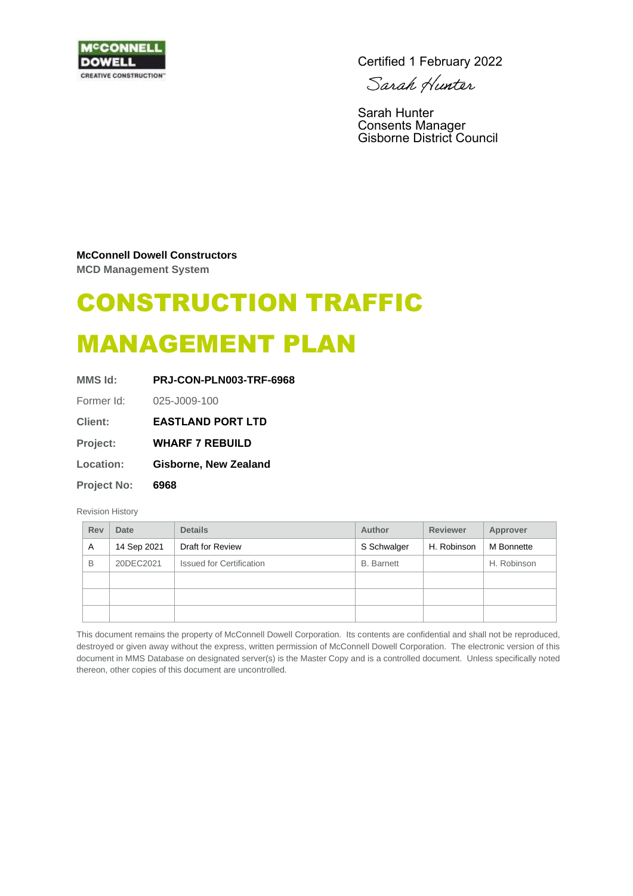Certified 1 February 2022

Sarah Hunter

Sarah Hunter
Consents Manager
Gisborne District Council

**McConnell Dowell Constructors**
**MCD Management System**

# CONSTRUCTION TRAFFIC MANAGEMENT PLAN

**MMS Id:** **PRJ-CON-PLN003-TRF-6968**

Former Id: 025-J009-100

**Client:** **EASTLAND PORT LTD**

**Project:** **WHARF 7 REBUILD**

**Location:** **Gisborne, New Zealand**

**Project No:** **6968**

Revision History

| Rev | Date | Details | Author | Reviewer | Approver |
|---|---|---|---|---|---|
| A | 14 Sep 2021 | Draft for Review | S Schwalger | H. Robinson | M Bonnette |
| B | 20DEC2021 | Issued for Certification | B. Barnett | | H. Robinson |
| | | | | | |
| | | | | | |
| | | | | | |

This document remains the property of McConnell Dowell Corporation. Its contents are confidential and shall not be reproduced, destroyed or given away without the express, written permission of McConnell Dowell Corporation. The electronic version of this document in MMS Database on designated server(s) is the Master Copy and is a controlled document. Unless specifically noted thereon, other copies of this document are uncontrolled.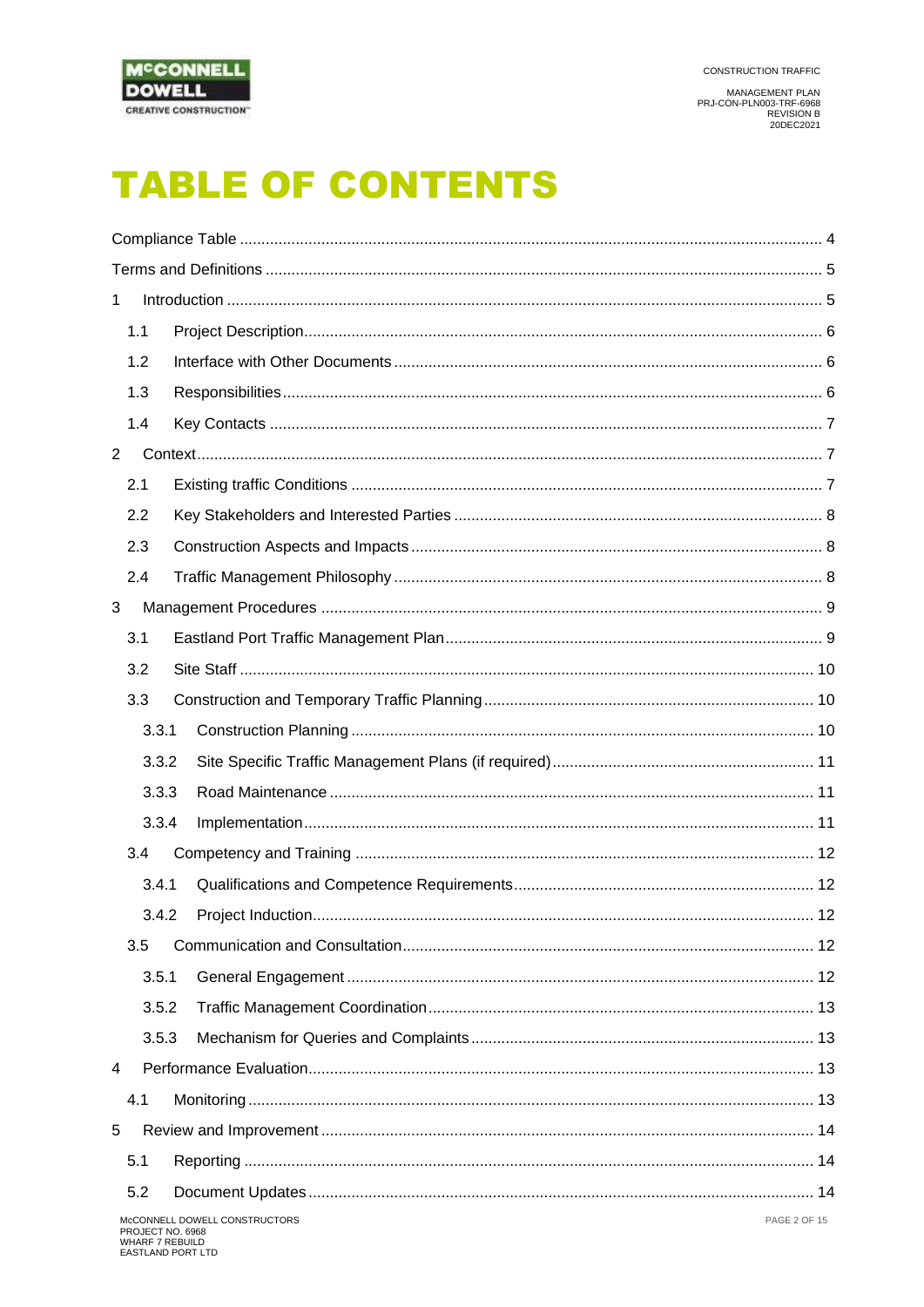# TABLE OF CONTENTS

Compliance Table ..... 4

Terms and Definitions ..... 5

1 Introduction ..... 5

- 1.1 Project Description ..... 6
- 1.2 Interface with Other Documents ..... 6
- 1.3 Responsibilities ..... 6
- 1.4 Key Contacts ..... 7

2 Context ..... 7

- 2.1 Existing traffic Conditions ..... 7
- 2.2 Key Stakeholders and Interested Parties ..... 8
- 2.3 Construction Aspects and Impacts ..... 8
- 2.4 Traffic Management Philosophy ..... 8

3 Management Procedures ..... 9

- 3.1 Eastland Port Traffic Management Plan ..... 9
- 3.2 Site Staff ..... 10
- 3.3 Construction and Temporary Traffic Planning ..... 10
  - 3.3.1 Construction Planning ..... 10
  - 3.3.2 Site Specific Traffic Management Plans (if required) ..... 11
  - 3.3.3 Road Maintenance ..... 11
  - 3.3.4 Implementation ..... 11
- 3.4 Competency and Training ..... 12
  - 3.4.1 Qualifications and Competence Requirements ..... 12
  - 3.4.2 Project Induction ..... 12
- 3.5 Communication and Consultation ..... 12
  - 3.5.1 General Engagement ..... 12
  - 3.5.2 Traffic Management Coordination ..... 13
  - 3.5.3 Mechanism for Queries and Complaints ..... 13

4 Performance Evaluation ..... 13

- 4.1 Monitoring ..... 13

5 Review and Improvement ..... 14

- 5.1 Reporting ..... 14
- 5.2 Document Updates ..... 14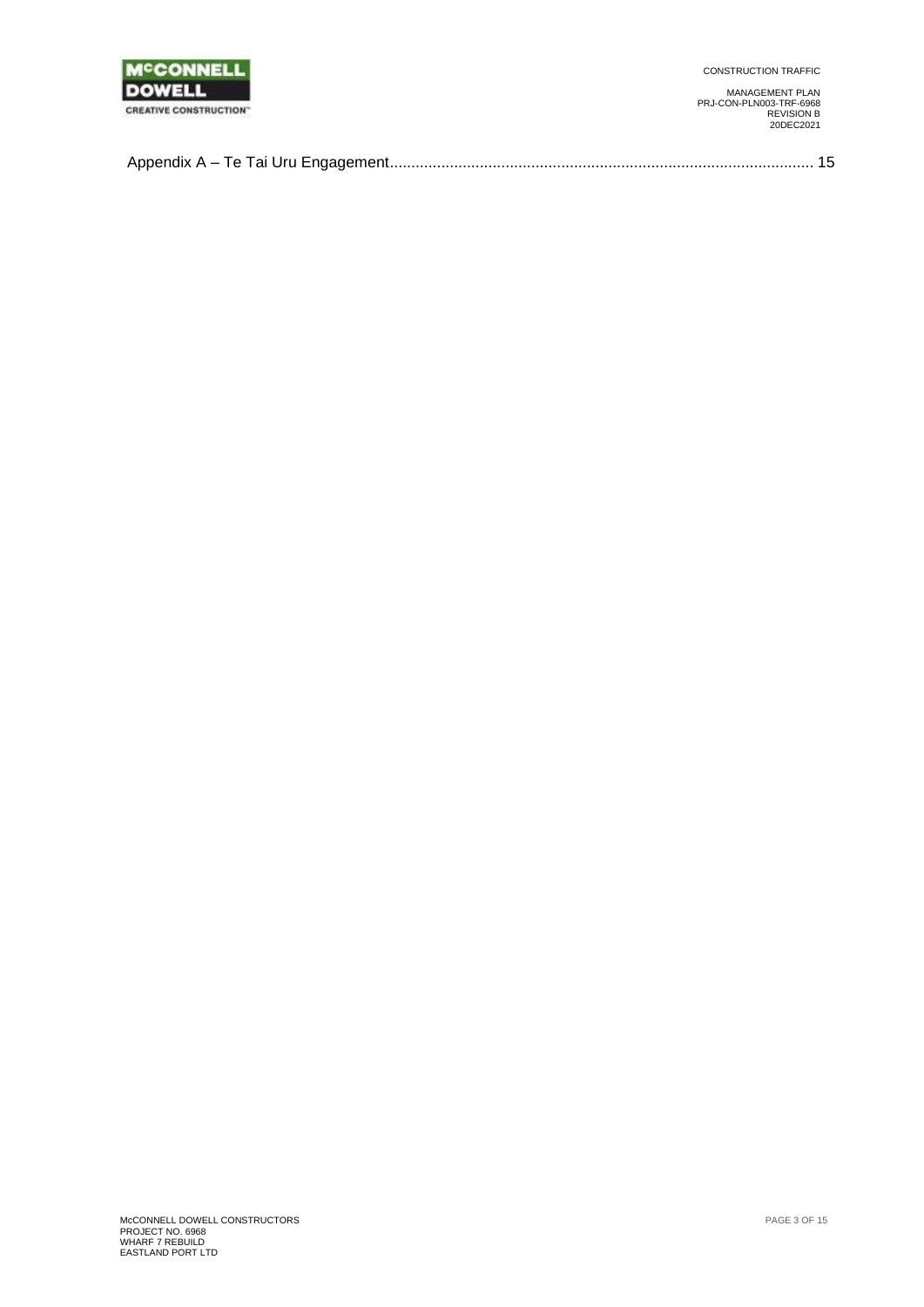Appendix A – Te Tai Uru Engagement .................................................................................................. 15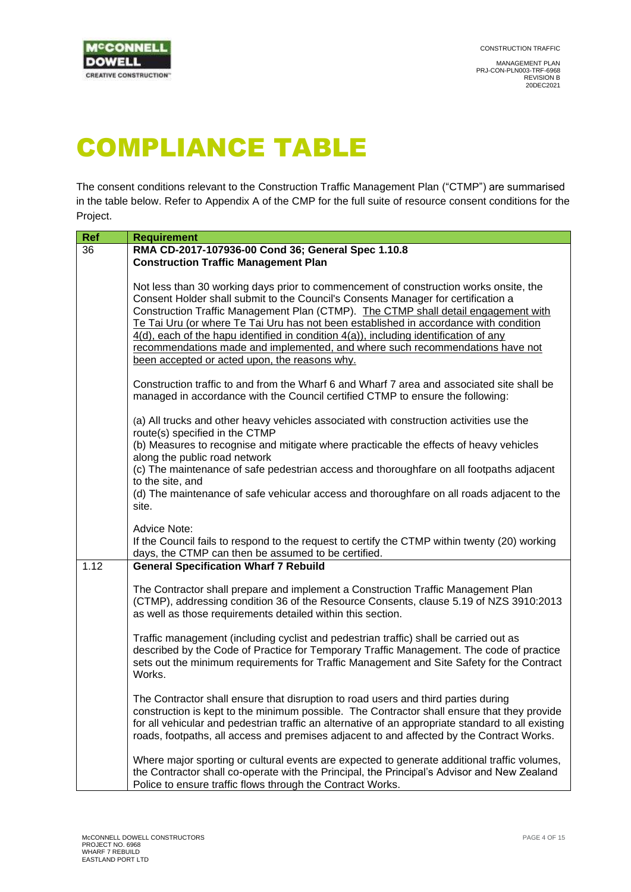# COMPLIANCE TABLE

The consent conditions relevant to the Construction Traffic Management Plan ("CTMP") are summarised in the table below. Refer to Appendix A of the CMP for the full suite of resource consent conditions for the Project.

| Ref | Requirement |
|---|---|
| 36 | **RMA CD-2017-107936-00 Cond 36; General Spec 1.10.8**<br>**Construction Traffic Management Plan**<br><br>Not less than 30 working days prior to commencement of construction works onsite, the Consent Holder shall submit to the Council's Consents Manager for certification a Construction Traffic Management Plan (CTMP). <u>The CTMP shall detail engagement with Te Tai Uru (or where Te Tai Uru has not been established in accordance with condition 4(d), each of the hapu identified in condition 4(a)), including identification of any recommendations made and implemented, and where such recommendations have not been accepted or acted upon, the reasons why.</u><br><br>Construction traffic to and from the Wharf 6 and Wharf 7 area and associated site shall be managed in accordance with the Council certified CTMP to ensure the following:<br><br>(a) All trucks and other heavy vehicles associated with construction activities use the route(s) specified in the CTMP<br>(b) Measures to recognise and mitigate where practicable the effects of heavy vehicles along the public road network<br>(c) The maintenance of safe pedestrian access and thoroughfare on all footpaths adjacent to the site, and<br>(d) The maintenance of safe vehicular access and thoroughfare on all roads adjacent to the site.<br><br>Advice Note:<br>If the Council fails to respond to the request to certify the CTMP within twenty (20) working days, the CTMP can then be assumed to be certified. |
| 1.12 | **General Specification Wharf 7 Rebuild**<br><br>The Contractor shall prepare and implement a Construction Traffic Management Plan (CTMP), addressing condition 36 of the Resource Consents, clause 5.19 of NZS 3910:2013 as well as those requirements detailed within this section.<br><br>Traffic management (including cyclist and pedestrian traffic) shall be carried out as described by the Code of Practice for Temporary Traffic Management. The code of practice sets out the minimum requirements for Traffic Management and Site Safety for the Contract Works.<br><br>The Contractor shall ensure that disruption to road users and third parties during construction is kept to the minimum possible. The Contractor shall ensure that they provide for all vehicular and pedestrian traffic an alternative of an appropriate standard to all existing roads, footpaths, all access and premises adjacent to and affected by the Contract Works.<br><br>Where major sporting or cultural events are expected to generate additional traffic volumes, the Contractor shall co-operate with the Principal, the Principal's Advisor and New Zealand Police to ensure traffic flows through the Contract Works. |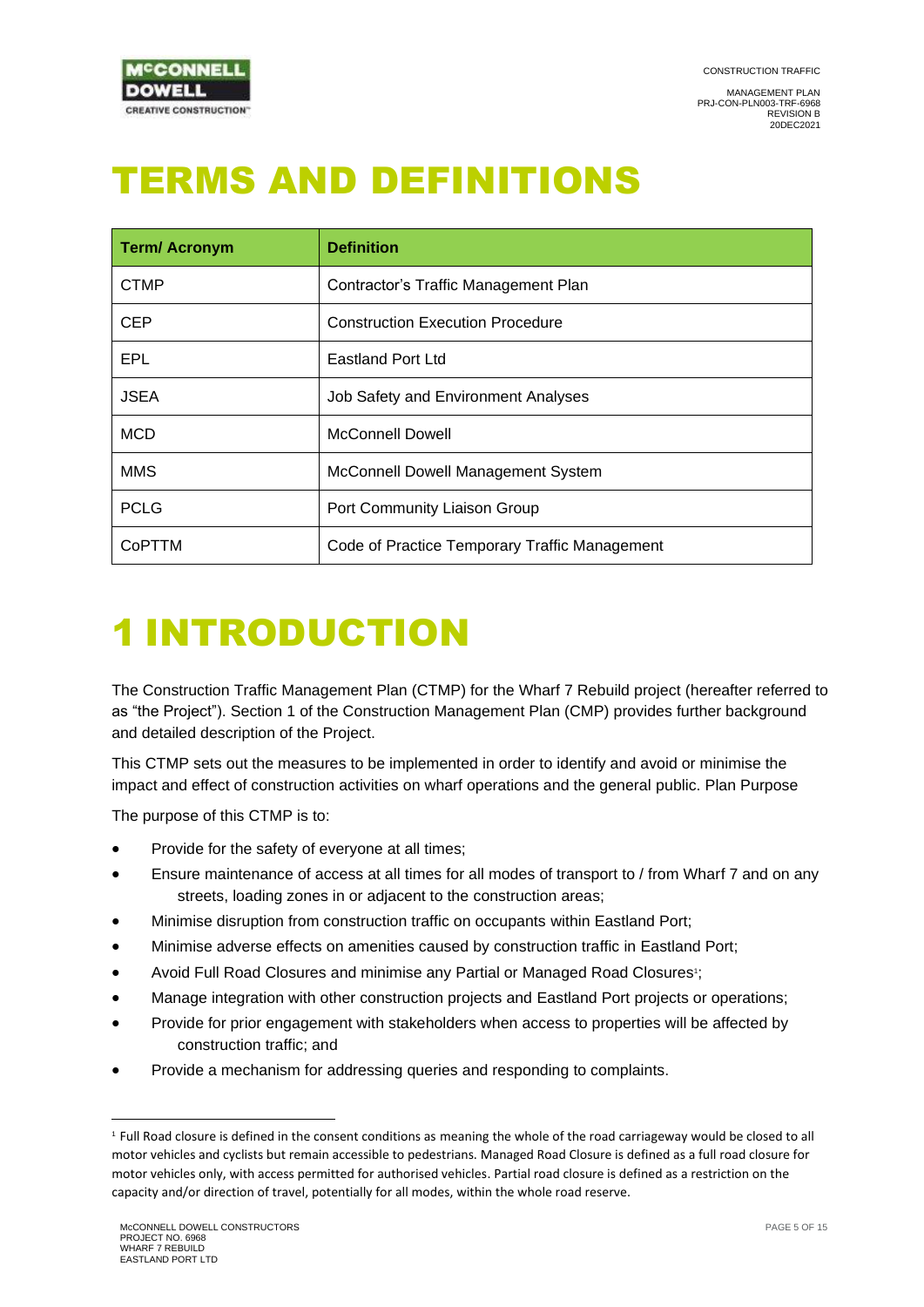# TERMS AND DEFINITIONS

| Term/ Acronym | Definition |
| --- | --- |
| CTMP | Contractor's Traffic Management Plan |
| CEP | Construction Execution Procedure |
| EPL | Eastland Port Ltd |
| JSEA | Job Safety and Environment Analyses |
| MCD | McConnell Dowell |
| MMS | McConnell Dowell Management System |
| PCLG | Port Community Liaison Group |
| CoPTTM | Code of Practice Temporary Traffic Management |

# 1 INTRODUCTION

The Construction Traffic Management Plan (CTMP) for the Wharf 7 Rebuild project (hereafter referred to as "the Project"). Section 1 of the Construction Management Plan (CMP) provides further background and detailed description of the Project.

This CTMP sets out the measures to be implemented in order to identify and avoid or minimise the impact and effect of construction activities on wharf operations and the general public. Plan Purpose

The purpose of this CTMP is to:

- Provide for the safety of everyone at all times;
- Ensure maintenance of access at all times for all modes of transport to / from Wharf 7 and on any streets, loading zones in or adjacent to the construction areas;
- Minimise disruption from construction traffic on occupants within Eastland Port;
- Minimise adverse effects on amenities caused by construction traffic in Eastland Port;
- Avoid Full Road Closures and minimise any Partial or Managed Road Closures[1];
- Manage integration with other construction projects and Eastland Port projects or operations;
- Provide for prior engagement with stakeholders when access to properties will be affected by construction traffic; and
- Provide a mechanism for addressing queries and responding to complaints.

---

[1] Full Road closure is defined in the consent conditions as meaning the whole of the road carriageway would be closed to all motor vehicles and cyclists but remain accessible to pedestrians. Managed Road Closure is defined as a full road closure for motor vehicles only, with access permitted for authorised vehicles. Partial road closure is defined as a restriction on the capacity and/or direction of travel, potentially for all modes, within the whole road reserve.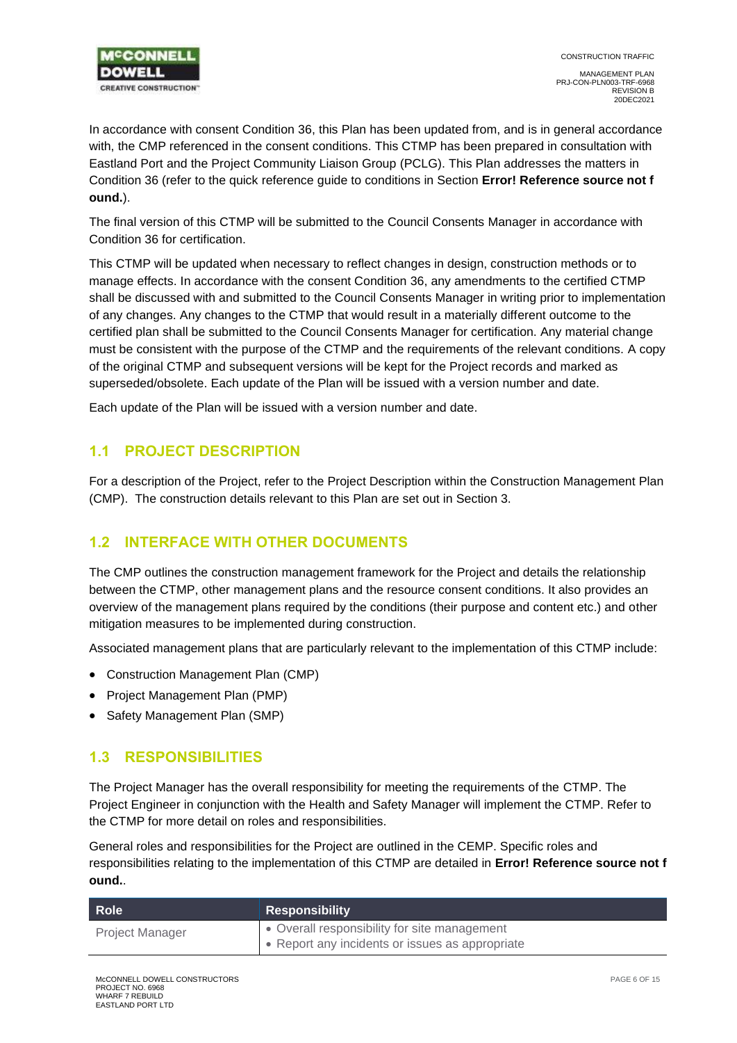In accordance with consent Condition 36, this Plan has been updated from, and is in general accordance with, the CMP referenced in the consent conditions. This CTMP has been prepared in consultation with Eastland Port and the Project Community Liaison Group (PCLG). This Plan addresses the matters in Condition 36 (refer to the quick reference guide to conditions in Section **Error! Reference source not found.**).

The final version of this CTMP will be submitted to the Council Consents Manager in accordance with Condition 36 for certification.

This CTMP will be updated when necessary to reflect changes in design, construction methods or to manage effects. In accordance with the consent Condition 36, any amendments to the certified CTMP shall be discussed with and submitted to the Council Consents Manager in writing prior to implementation of any changes. Any changes to the CTMP that would result in a materially different outcome to the certified plan shall be submitted to the Council Consents Manager for certification. Any material change must be consistent with the purpose of the CTMP and the requirements of the relevant conditions. A copy of the original CTMP and subsequent versions will be kept for the Project records and marked as superseded/obsolete. Each update of the Plan will be issued with a version number and date.

Each update of the Plan will be issued with a version number and date.

## 1.1 PROJECT DESCRIPTION

For a description of the Project, refer to the Project Description within the Construction Management Plan (CMP). The construction details relevant to this Plan are set out in Section 3.

## 1.2 INTERFACE WITH OTHER DOCUMENTS

The CMP outlines the construction management framework for the Project and details the relationship between the CTMP, other management plans and the resource consent conditions. It also provides an overview of the management plans required by the conditions (their purpose and content etc.) and other mitigation measures to be implemented during construction.

Associated management plans that are particularly relevant to the implementation of this CTMP include:

- Construction Management Plan (CMP)
- Project Management Plan (PMP)
- Safety Management Plan (SMP)

## 1.3 RESPONSIBILITIES

The Project Manager has the overall responsibility for meeting the requirements of the CTMP. The Project Engineer in conjunction with the Health and Safety Manager will implement the CTMP. Refer to the CTMP for more detail on roles and responsibilities.

General roles and responsibilities for the Project are outlined in the CEMP. Specific roles and responsibilities relating to the implementation of this CTMP are detailed in **Error! Reference source not found.**.

| Role | Responsibility |
|---|---|
| Project Manager | • Overall responsibility for site management<br>• Report any incidents or issues as appropriate |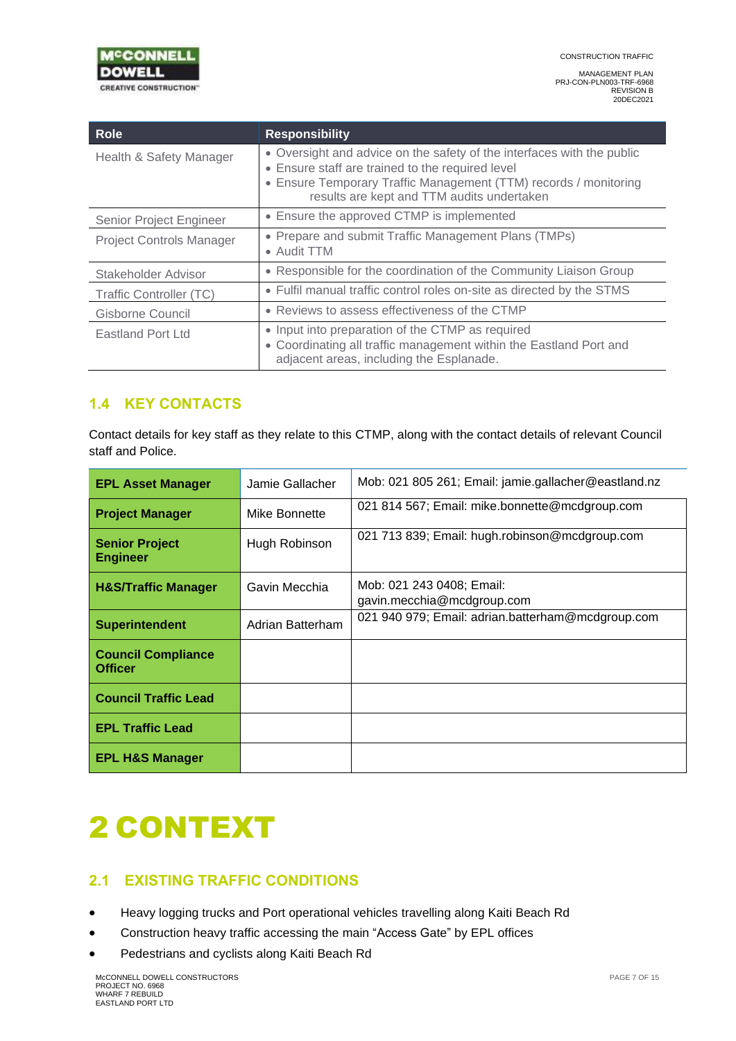| Role | Responsibility |
| --- | --- |
| Health & Safety Manager | • Oversight and advice on the safety of the interfaces with the public<br>• Ensure staff are trained to the required level<br>• Ensure Temporary Traffic Management (TTM) records / monitoring results are kept and TTM audits undertaken |
| Senior Project Engineer | • Ensure the approved CTMP is implemented |
| Project Controls Manager | • Prepare and submit Traffic Management Plans (TMPs)<br>• Audit TTM |
| Stakeholder Advisor | • Responsible for the coordination of the Community Liaison Group |
| Traffic Controller (TC) | • Fulfil manual traffic control roles on-site as directed by the STMS |
| Gisborne Council | • Reviews to assess effectiveness of the CTMP |
| Eastland Port Ltd | • Input into preparation of the CTMP as required<br>• Coordinating all traffic management within the Eastland Port and adjacent areas, including the Esplanade. |

## 1.4 KEY CONTACTS

Contact details for key staff as they relate to this CTMP, along with the contact details of relevant Council staff and Police.

| | | |
| --- | --- | --- |
| **EPL Asset Manager** | Jamie Gallacher | Mob: 021 805 261; Email: jamie.gallacher@eastland.nz |
| **Project Manager** | Mike Bonnette | 021 814 567; Email: mike.bonnette@mcdgroup.com |
| **Senior Project Engineer** | Hugh Robinson | 021 713 839; Email: hugh.robinson@mcdgroup.com |
| **H&S/Traffic Manager** | Gavin Mecchia | Mob: 021 243 0408; Email: gavin.mecchia@mcdgroup.com |
| **Superintendent** | Adrian Batterham | 021 940 979; Email: adrian.batterham@mcdgroup.com |
| **Council Compliance Officer** | | |
| **Council Traffic Lead** | | |
| **EPL Traffic Lead** | | |
| **EPL H&S Manager** | | |

# 2 CONTEXT

## 2.1 EXISTING TRAFFIC CONDITIONS

- Heavy logging trucks and Port operational vehicles travelling along Kaiti Beach Rd
- Construction heavy traffic accessing the main “Access Gate” by EPL offices
- Pedestrians and cyclists along Kaiti Beach Rd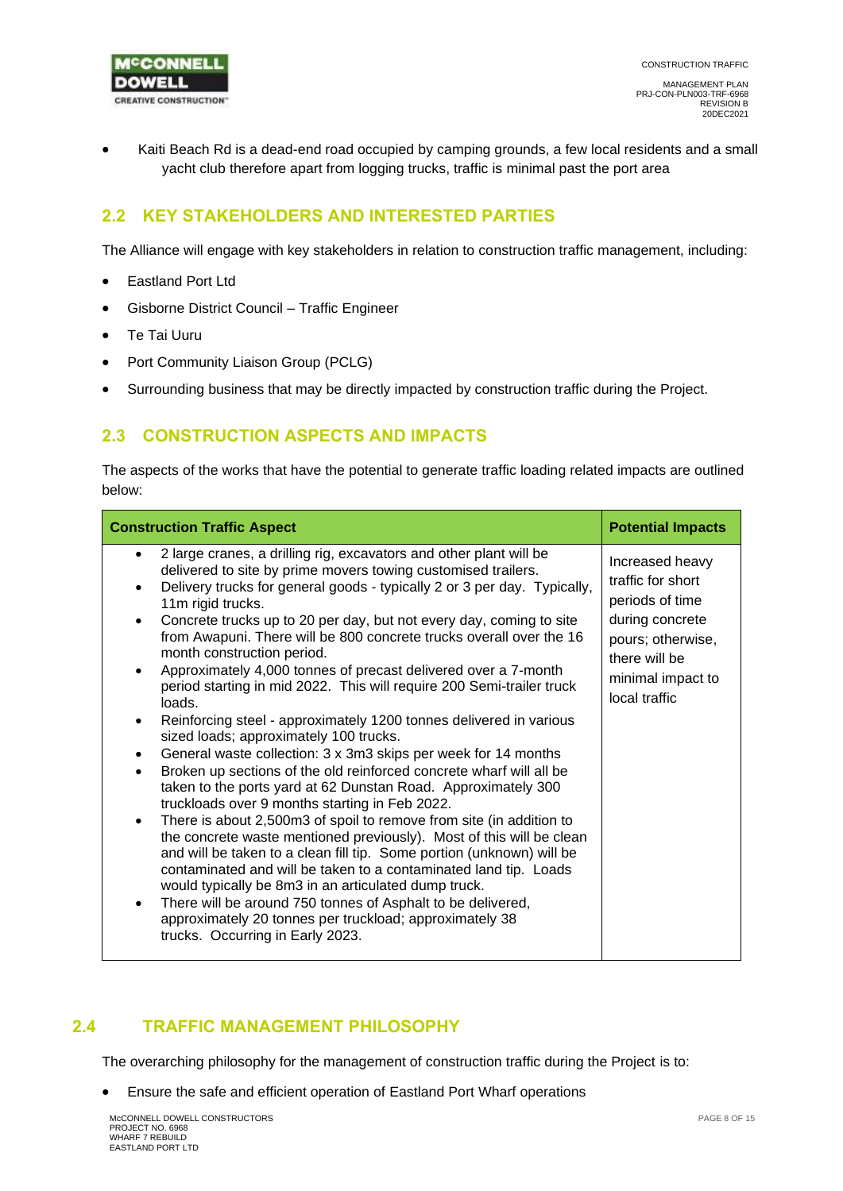- Kaiti Beach Rd is a dead-end road occupied by camping grounds, a few local residents and a small yacht club therefore apart from logging trucks, traffic is minimal past the port area

## 2.2 KEY STAKEHOLDERS AND INTERESTED PARTIES

The Alliance will engage with key stakeholders in relation to construction traffic management, including:

- Eastland Port Ltd
- Gisborne District Council – Traffic Engineer
- Te Tai Uuru
- Port Community Liaison Group (PCLG)
- Surrounding business that may be directly impacted by construction traffic during the Project.

## 2.3 CONSTRUCTION ASPECTS AND IMPACTS

The aspects of the works that have the potential to generate traffic loading related impacts are outlined below:

| Construction Traffic Aspect | Potential Impacts |
|---|---|
| • 2 large cranes, a drilling rig, excavators and other plant will be delivered to site by prime movers towing customised trailers.<br>• Delivery trucks for general goods - typically 2 or 3 per day. Typically, 11m rigid trucks.<br>• Concrete trucks up to 20 per day, but not every day, coming to site from Awapuni. There will be 800 concrete trucks overall over the 16 month construction period.<br>• Approximately 4,000 tonnes of precast delivered over a 7-month period starting in mid 2022. This will require 200 Semi-trailer truck loads.<br>• Reinforcing steel - approximately 1200 tonnes delivered in various sized loads; approximately 100 trucks.<br>• General waste collection: 3 x 3m3 skips per week for 14 months<br>• Broken up sections of the old reinforced concrete wharf will all be taken to the ports yard at 62 Dunstan Road. Approximately 300 truckloads over 9 months starting in Feb 2022.<br>• There is about 2,500m3 of spoil to remove from site (in addition to the concrete waste mentioned previously). Most of this will be clean and will be taken to a clean fill tip. Some portion (unknown) will be contaminated and will be taken to a contaminated land tip. Loads would typically be 8m3 in an articulated dump truck.<br>• There will be around 750 tonnes of Asphalt to be delivered, approximately 20 tonnes per truckload; approximately 38 trucks. Occurring in Early 2023. | Increased heavy traffic for short periods of time during concrete pours; otherwise, there will be minimal impact to local traffic |

## 2.4 TRAFFIC MANAGEMENT PHILOSOPHY

The overarching philosophy for the management of construction traffic during the Project is to:

- Ensure the safe and efficient operation of Eastland Port Wharf operations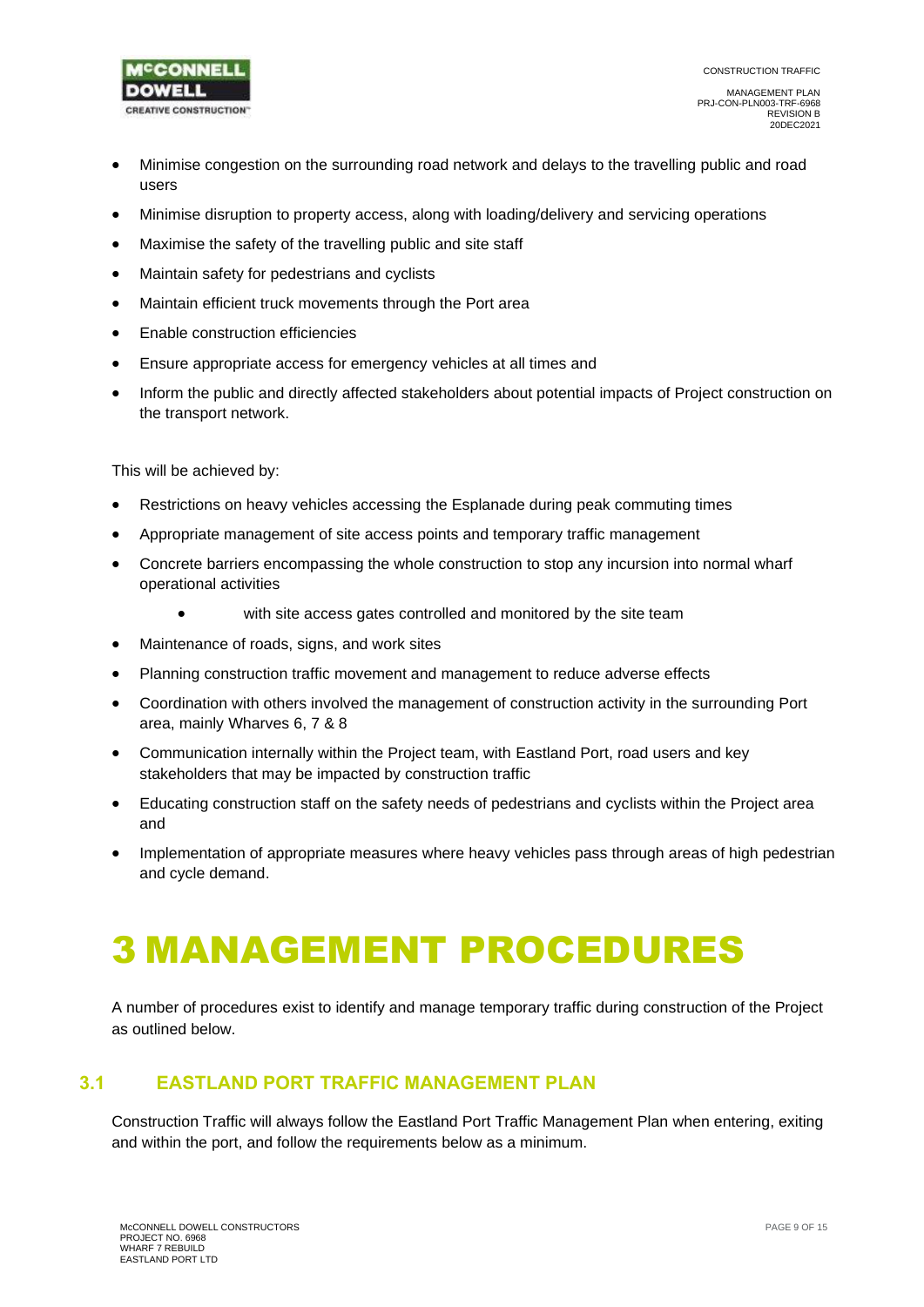- Minimise congestion on the surrounding road network and delays to the travelling public and road users
- Minimise disruption to property access, along with loading/delivery and servicing operations
- Maximise the safety of the travelling public and site staff
- Maintain safety for pedestrians and cyclists
- Maintain efficient truck movements through the Port area
- Enable construction efficiencies
- Ensure appropriate access for emergency vehicles at all times and
- Inform the public and directly affected stakeholders about potential impacts of Project construction on the transport network.

This will be achieved by:

- Restrictions on heavy vehicles accessing the Esplanade during peak commuting times
- Appropriate management of site access points and temporary traffic management
- Concrete barriers encompassing the whole construction to stop any incursion into normal wharf operational activities
    - with site access gates controlled and monitored by the site team
- Maintenance of roads, signs, and work sites
- Planning construction traffic movement and management to reduce adverse effects
- Coordination with others involved the management of construction activity in the surrounding Port area, mainly Wharves 6, 7 & 8
- Communication internally within the Project team, with Eastland Port, road users and key stakeholders that may be impacted by construction traffic
- Educating construction staff on the safety needs of pedestrians and cyclists within the Project area and
- Implementation of appropriate measures where heavy vehicles pass through areas of high pedestrian and cycle demand.

# 3 MANAGEMENT PROCEDURES

A number of procedures exist to identify and manage temporary traffic during construction of the Project as outlined below.

## 3.1 EASTLAND PORT TRAFFIC MANAGEMENT PLAN

Construction Traffic will always follow the Eastland Port Traffic Management Plan when entering, exiting and within the port, and follow the requirements below as a minimum.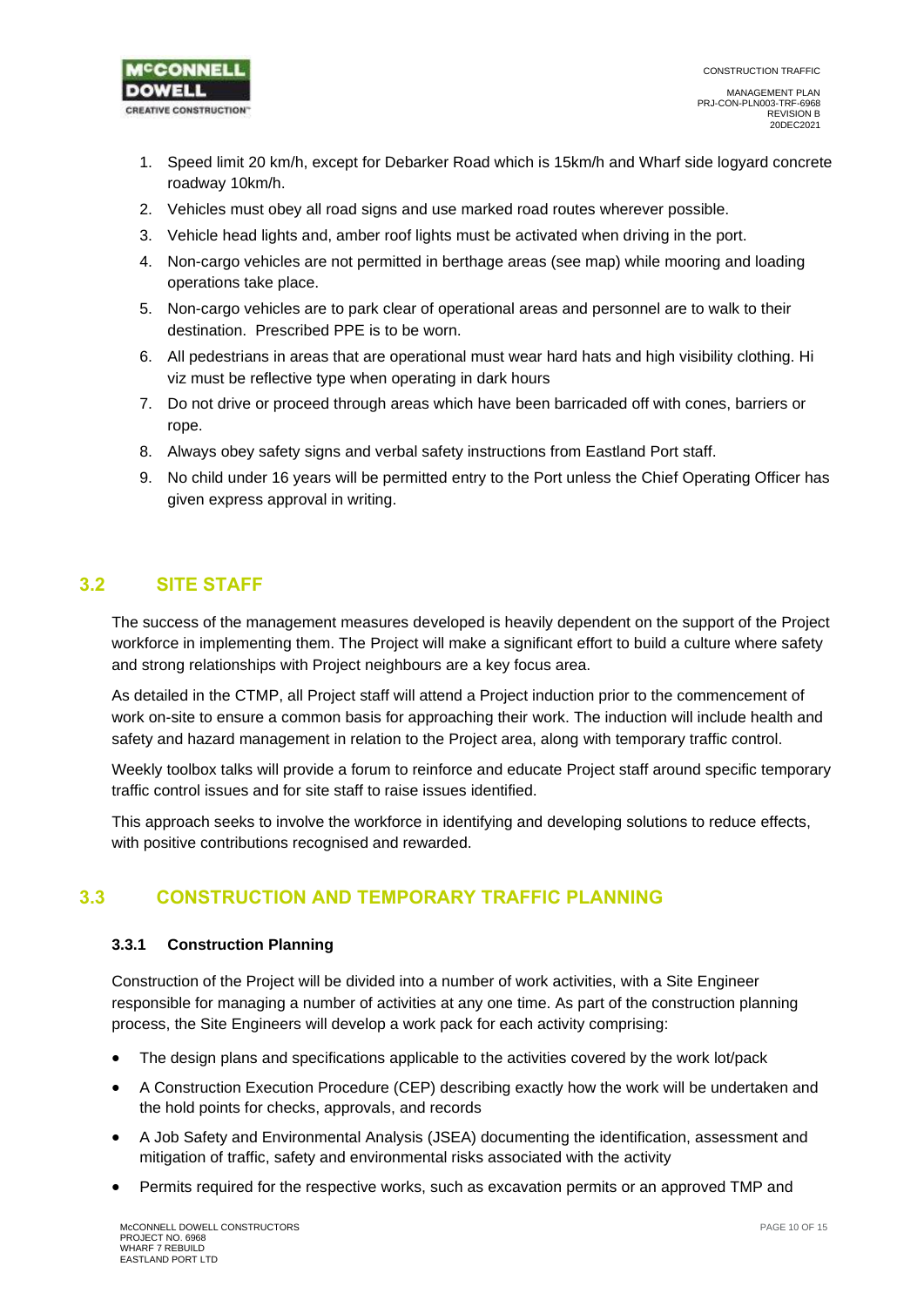1. Speed limit 20 km/h, except for Debarker Road which is 15km/h and Wharf side logyard concrete roadway 10km/h.
2. Vehicles must obey all road signs and use marked road routes wherever possible.
3. Vehicle head lights and, amber roof lights must be activated when driving in the port.
4. Non-cargo vehicles are not permitted in berthage areas (see map) while mooring and loading operations take place.
5. Non-cargo vehicles are to park clear of operational areas and personnel are to walk to their destination. Prescribed PPE is to be worn.
6. All pedestrians in areas that are operational must wear hard hats and high visibility clothing. Hi viz must be reflective type when operating in dark hours
7. Do not drive or proceed through areas which have been barricaded off with cones, barriers or rope.
8. Always obey safety signs and verbal safety instructions from Eastland Port staff.
9. No child under 16 years will be permitted entry to the Port unless the Chief Operating Officer has given express approval in writing.

## 3.2 SITE STAFF

The success of the management measures developed is heavily dependent on the support of the Project workforce in implementing them. The Project will make a significant effort to build a culture where safety and strong relationships with Project neighbours are a key focus area.

As detailed in the CTMP, all Project staff will attend a Project induction prior to the commencement of work on-site to ensure a common basis for approaching their work. The induction will include health and safety and hazard management in relation to the Project area, along with temporary traffic control.

Weekly toolbox talks will provide a forum to reinforce and educate Project staff around specific temporary traffic control issues and for site staff to raise issues identified.

This approach seeks to involve the workforce in identifying and developing solutions to reduce effects, with positive contributions recognised and rewarded.

## 3.3 CONSTRUCTION AND TEMPORARY TRAFFIC PLANNING

### 3.3.1 Construction Planning

Construction of the Project will be divided into a number of work activities, with a Site Engineer responsible for managing a number of activities at any one time. As part of the construction planning process, the Site Engineers will develop a work pack for each activity comprising:

- The design plans and specifications applicable to the activities covered by the work lot/pack
- A Construction Execution Procedure (CEP) describing exactly how the work will be undertaken and the hold points for checks, approvals, and records
- A Job Safety and Environmental Analysis (JSEA) documenting the identification, assessment and mitigation of traffic, safety and environmental risks associated with the activity
- Permits required for the respective works, such as excavation permits or an approved TMP and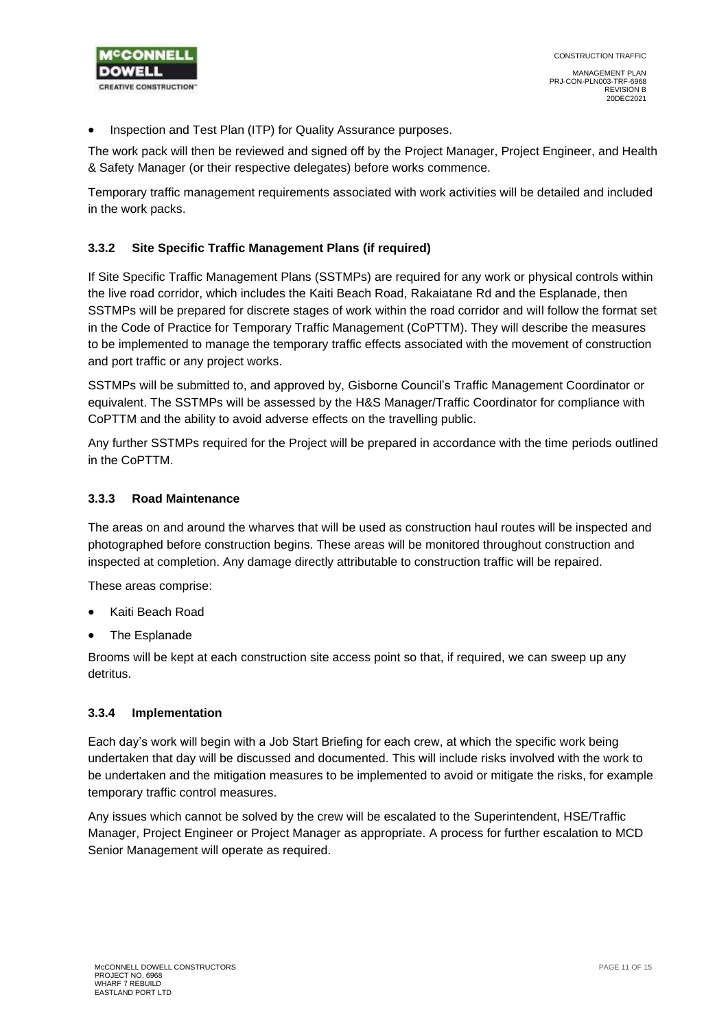- Inspection and Test Plan (ITP) for Quality Assurance purposes.

The work pack will then be reviewed and signed off by the Project Manager, Project Engineer, and Health & Safety Manager (or their respective delegates) before works commence.

Temporary traffic management requirements associated with work activities will be detailed and included in the work packs.

### 3.3.2 Site Specific Traffic Management Plans (if required)

If Site Specific Traffic Management Plans (SSTMPs) are required for any work or physical controls within the live road corridor, which includes the Kaiti Beach Road, Rakaiatane Rd and the Esplanade, then SSTMPs will be prepared for discrete stages of work within the road corridor and will follow the format set in the Code of Practice for Temporary Traffic Management (CoPTTM). They will describe the measures to be implemented to manage the temporary traffic effects associated with the movement of construction and port traffic or any project works.

SSTMPs will be submitted to, and approved by, Gisborne Council's Traffic Management Coordinator or equivalent. The SSTMPs will be assessed by the H&S Manager/Traffic Coordinator for compliance with CoPTTM and the ability to avoid adverse effects on the travelling public.

Any further SSTMPs required for the Project will be prepared in accordance with the time periods outlined in the CoPTTM.

### 3.3.3 Road Maintenance

The areas on and around the wharves that will be used as construction haul routes will be inspected and photographed before construction begins. These areas will be monitored throughout construction and inspected at completion. Any damage directly attributable to construction traffic will be repaired.

These areas comprise:

- Kaiti Beach Road
- The Esplanade

Brooms will be kept at each construction site access point so that, if required, we can sweep up any detritus.

### 3.3.4 Implementation

Each day's work will begin with a Job Start Briefing for each crew, at which the specific work being undertaken that day will be discussed and documented. This will include risks involved with the work to be undertaken and the mitigation measures to be implemented to avoid or mitigate the risks, for example temporary traffic control measures.

Any issues which cannot be solved by the crew will be escalated to the Superintendent, HSE/Traffic Manager, Project Engineer or Project Manager as appropriate. A process for further escalation to MCD Senior Management will operate as required.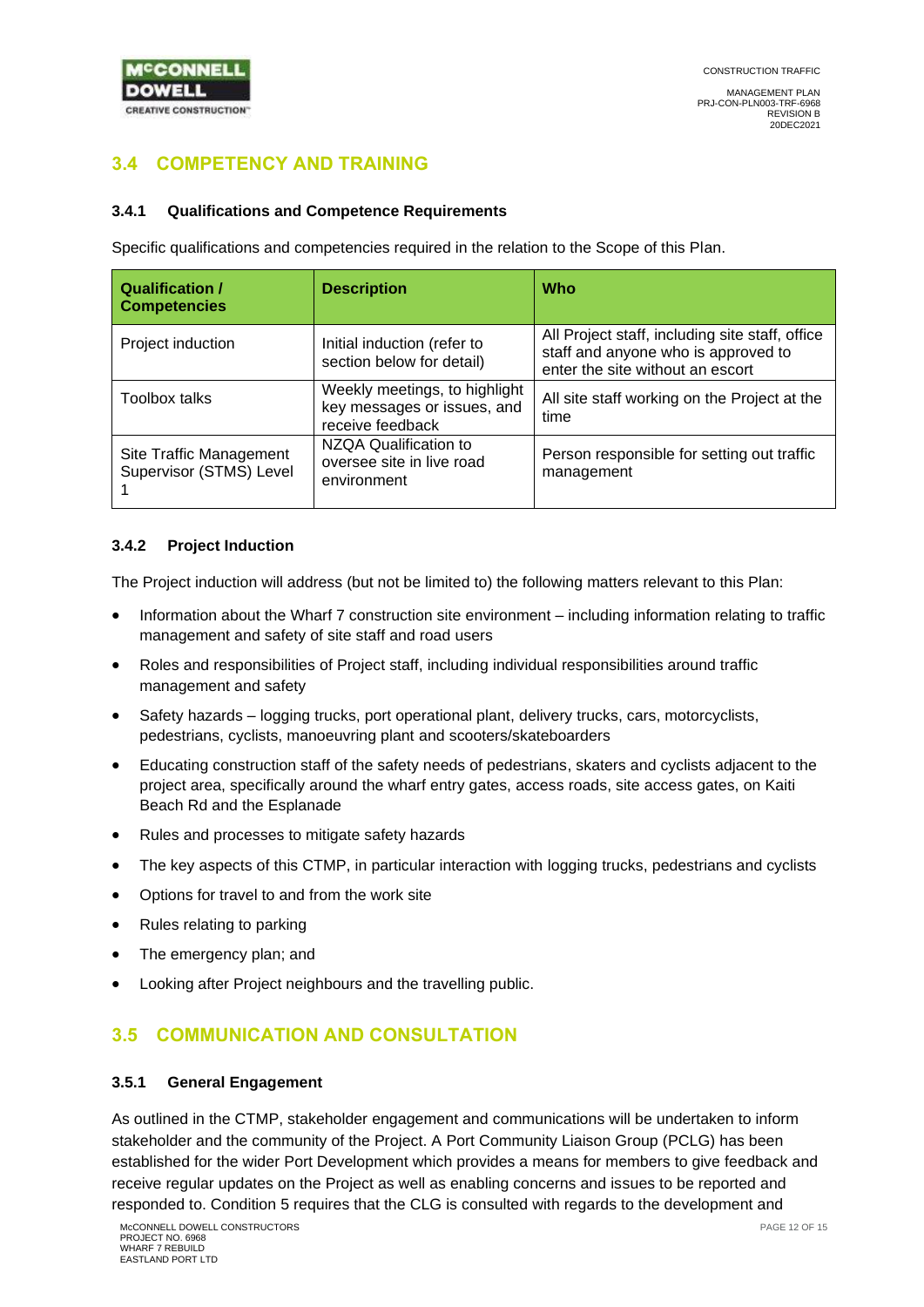## 3.4 COMPETENCY AND TRAINING

### 3.4.1 Qualifications and Competence Requirements

Specific qualifications and competencies required in the relation to the Scope of this Plan.

| Qualification / Competencies | Description | Who |
|---|---|---|
| Project induction | Initial induction (refer to section below for detail) | All Project staff, including site staff, office staff and anyone who is approved to enter the site without an escort |
| Toolbox talks | Weekly meetings, to highlight key messages or issues, and receive feedback | All site staff working on the Project at the time |
| Site Traffic Management Supervisor (STMS) Level 1 | NZQA Qualification to oversee site in live road environment | Person responsible for setting out traffic management |

### 3.4.2 Project Induction

The Project induction will address (but not be limited to) the following matters relevant to this Plan:

- Information about the Wharf 7 construction site environment – including information relating to traffic management and safety of site staff and road users
- Roles and responsibilities of Project staff, including individual responsibilities around traffic management and safety
- Safety hazards – logging trucks, port operational plant, delivery trucks, cars, motorcyclists, pedestrians, cyclists, manoeuvring plant and scooters/skateboarders
- Educating construction staff of the safety needs of pedestrians, skaters and cyclists adjacent to the project area, specifically around the wharf entry gates, access roads, site access gates, on Kaiti Beach Rd and the Esplanade
- Rules and processes to mitigate safety hazards
- The key aspects of this CTMP, in particular interaction with logging trucks, pedestrians and cyclists
- Options for travel to and from the work site
- Rules relating to parking
- The emergency plan; and
- Looking after Project neighbours and the travelling public.

## 3.5 COMMUNICATION AND CONSULTATION

### 3.5.1 General Engagement

As outlined in the CTMP, stakeholder engagement and communications will be undertaken to inform stakeholder and the community of the Project. A Port Community Liaison Group (PCLG) has been established for the wider Port Development which provides a means for members to give feedback and receive regular updates on the Project as well as enabling concerns and issues to be reported and responded to. Condition 5 requires that the CLG is consulted with regards to the development and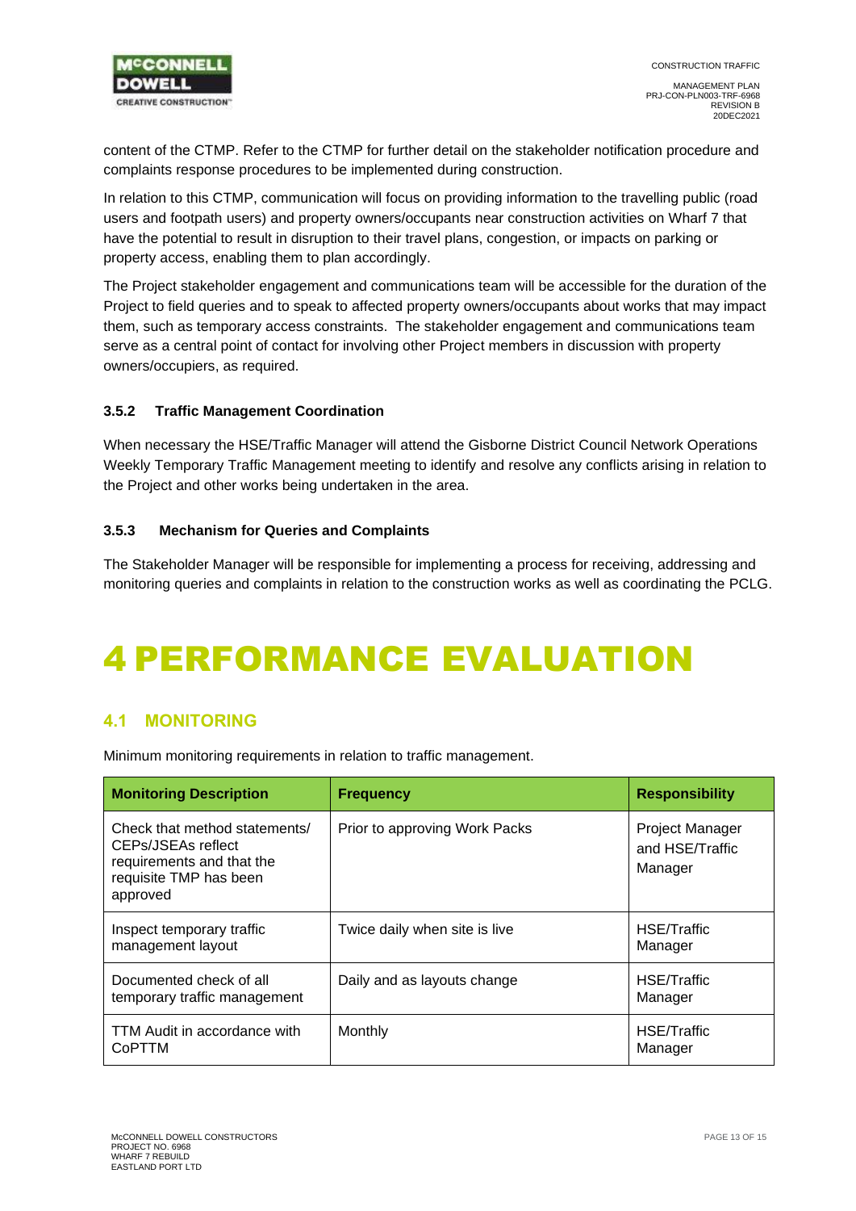content of the CTMP. Refer to the CTMP for further detail on the stakeholder notification procedure and complaints response procedures to be implemented during construction.

In relation to this CTMP, communication will focus on providing information to the travelling public (road users and footpath users) and property owners/occupants near construction activities on Wharf 7 that have the potential to result in disruption to their travel plans, congestion, or impacts on parking or property access, enabling them to plan accordingly.

The Project stakeholder engagement and communications team will be accessible for the duration of the Project to field queries and to speak to affected property owners/occupants about works that may impact them, such as temporary access constraints. The stakeholder engagement and communications team serve as a central point of contact for involving other Project members in discussion with property owners/occupiers, as required.

### 3.5.2 Traffic Management Coordination

When necessary the HSE/Traffic Manager will attend the Gisborne District Council Network Operations Weekly Temporary Traffic Management meeting to identify and resolve any conflicts arising in relation to the Project and other works being undertaken in the area.

### 3.5.3 Mechanism for Queries and Complaints

The Stakeholder Manager will be responsible for implementing a process for receiving, addressing and monitoring queries and complaints in relation to the construction works as well as coordinating the PCLG.

# 4 PERFORMANCE EVALUATION

## 4.1 MONITORING

Minimum monitoring requirements in relation to traffic management.

| Monitoring Description | Frequency | Responsibility |
|---|---|---|
| Check that method statements/ CEPs/JSEAs reflect requirements and that the requisite TMP has been approved | Prior to approving Work Packs | Project Manager and HSE/Traffic Manager |
| Inspect temporary traffic management layout | Twice daily when site is live | HSE/Traffic Manager |
| Documented check of all temporary traffic management | Daily and as layouts change | HSE/Traffic Manager |
| TTM Audit in accordance with CoPTTM | Monthly | HSE/Traffic Manager |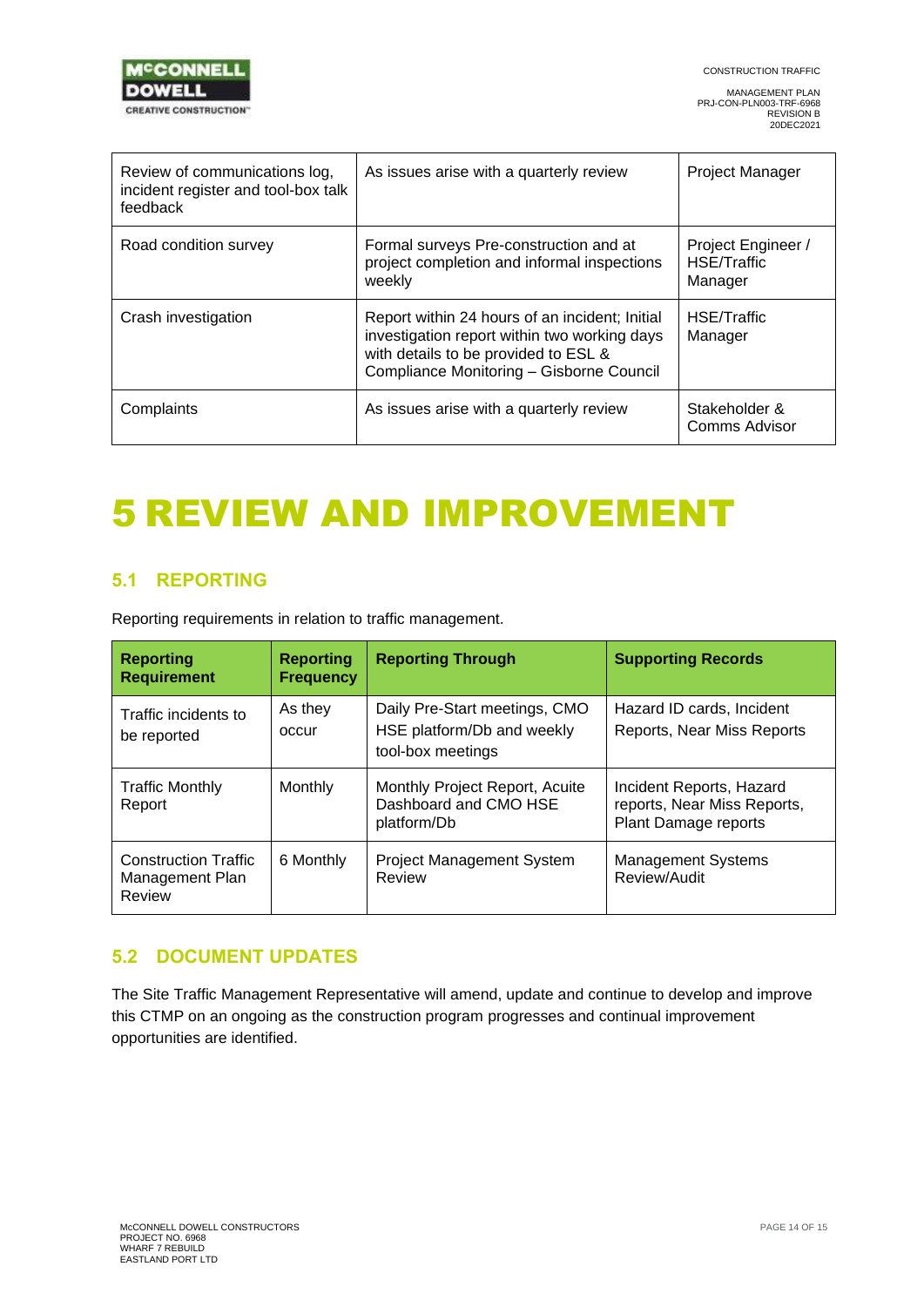| | | |
|---|---|---|
| Review of communications log, incident register and tool-box talk feedback | As issues arise with a quarterly review | Project Manager |
| Road condition survey | Formal surveys Pre-construction and at project completion and informal inspections weekly | Project Engineer / HSE/Traffic Manager |
| Crash investigation | Report within 24 hours of an incident; Initial investigation report within two working days with details to be provided to ESL & Compliance Monitoring – Gisborne Council | HSE/Traffic Manager |
| Complaints | As issues arise with a quarterly review | Stakeholder & Comms Advisor |

# 5 REVIEW AND IMPROVEMENT

## 5.1 REPORTING

Reporting requirements in relation to traffic management.

| Reporting Requirement | Reporting Frequency | Reporting Through | Supporting Records |
|---|---|---|---|
| Traffic incidents to be reported | As they occur | Daily Pre-Start meetings, CMO HSE platform/Db and weekly tool-box meetings | Hazard ID cards, Incident Reports, Near Miss Reports |
| Traffic Monthly Report | Monthly | Monthly Project Report, Acuite Dashboard and CMO HSE platform/Db | Incident Reports, Hazard reports, Near Miss Reports, Plant Damage reports |
| Construction Traffic Management Plan Review | 6 Monthly | Project Management System Review | Management Systems Review/Audit |

## 5.2 DOCUMENT UPDATES

The Site Traffic Management Representative will amend, update and continue to develop and improve this CTMP on an ongoing as the construction program progresses and continual improvement opportunities are identified.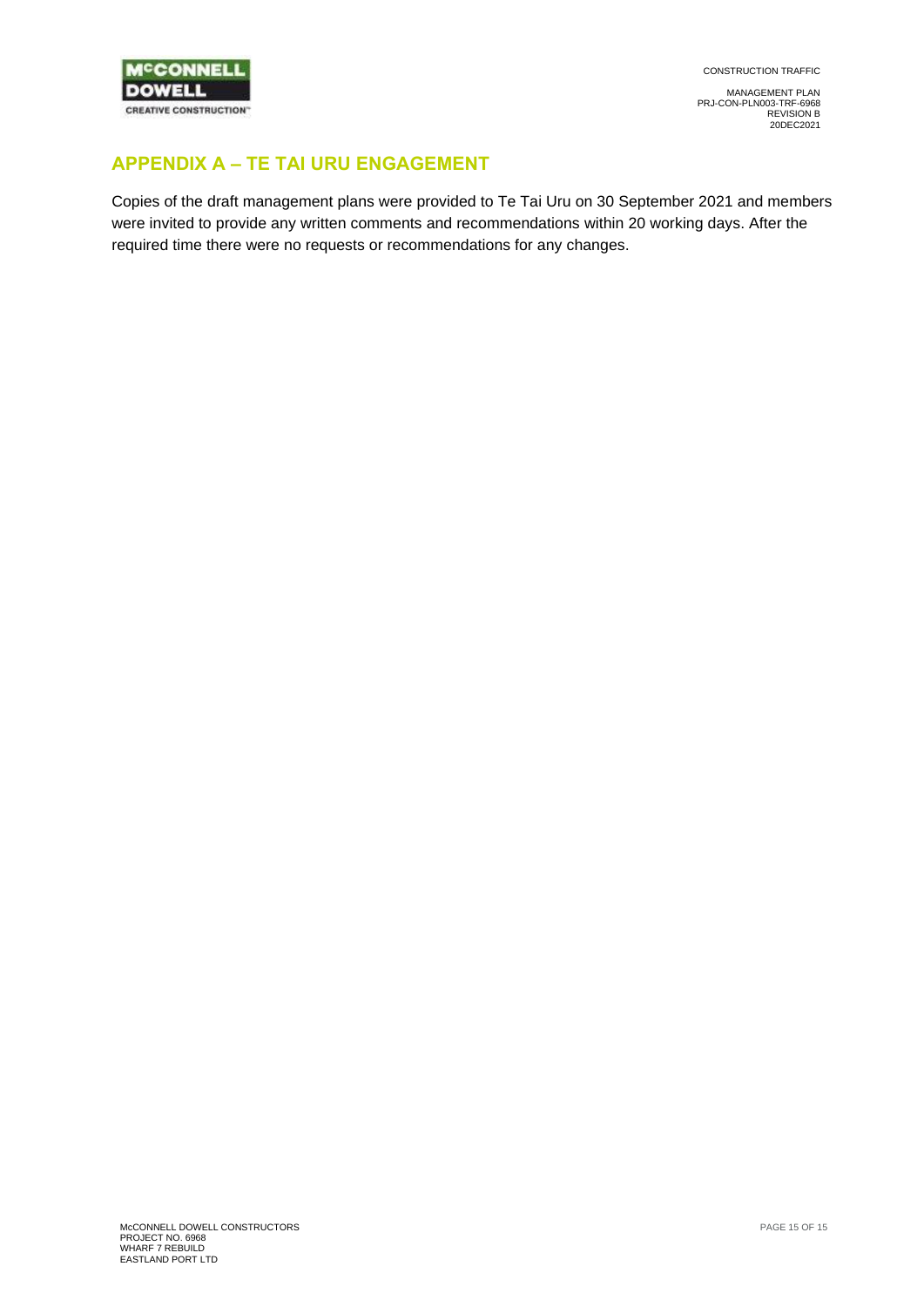## APPENDIX A – TE TAI URU ENGAGEMENT

Copies of the draft management plans were provided to Te Tai Uru on 30 September 2021 and members were invited to provide any written comments and recommendations within 20 working days. After the required time there were no requests or recommendations for any changes.